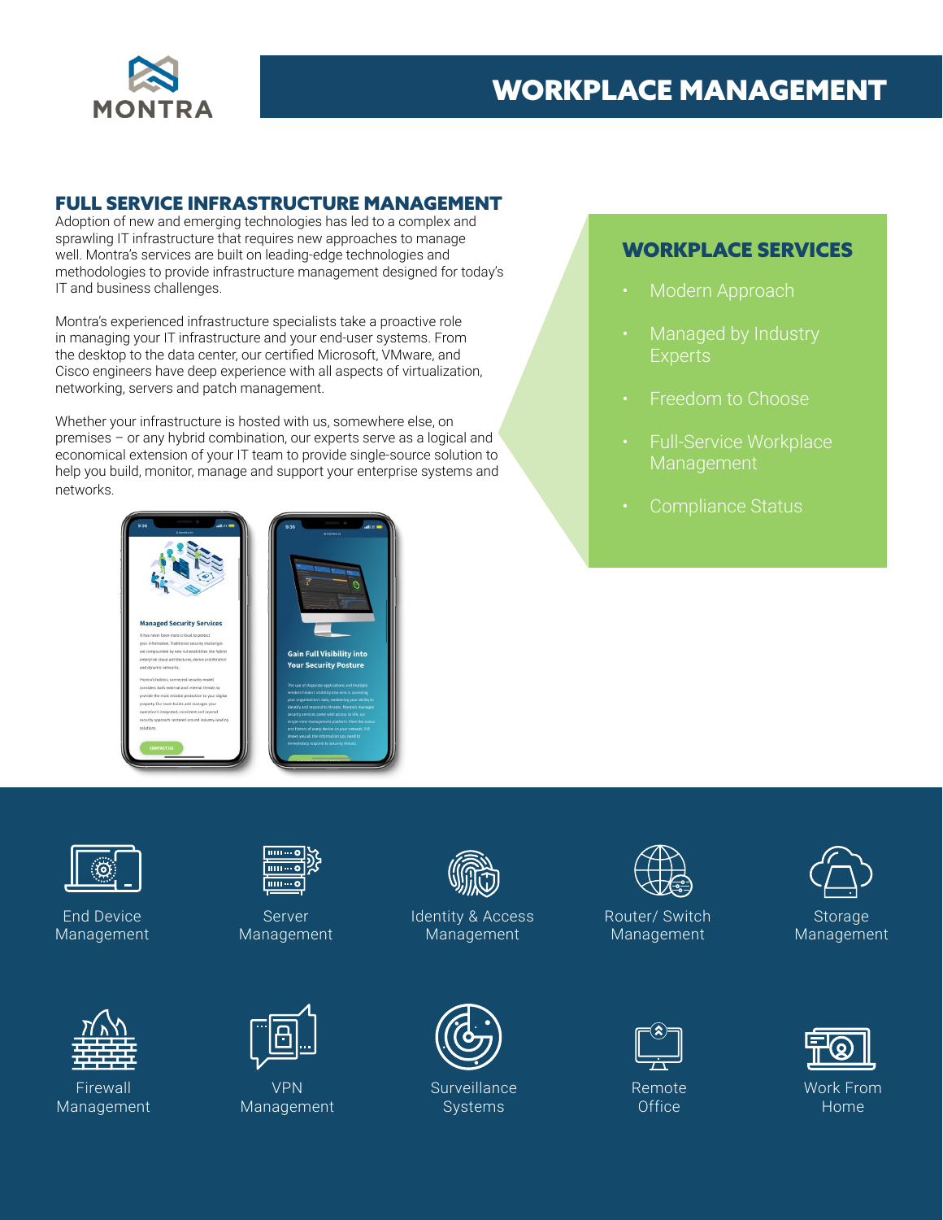MONTRA

# WORKPLACE MANAGEMENT

## FULL SERVICE INFRASTRUCTURE MANAGEMENT

Adoption of new and emerging technologies has led to a complex and sprawling IT infrastructure that requires new approaches to manage well. Montra's services are built on leading-edge technologies and methodologies to provide infrastructure management designed for today's IT and business challenges.

Montra's experienced infrastructure specialists take a proactive role in managing your IT infrastructure and your end-user systems. From the desktop to the data center, our certified Microsoft, VMware, and Cisco engineers have deep experience with all aspects of virtualization, networking, servers and patch management.

Whether your infrastructure is hosted with us, somewhere else, on premises – or any hybrid combination, our experts serve as a logical and economical extension of your IT team to provide single-source solution to help you build, monitor, manage and support your enterprise systems and networks.

## WORKPLACE SERVICES

- Modern Approach
- Managed by Industry Experts
- Freedom to Choose
- Full-Service Workplace Management
- Compliance Status

End Device Management

Server Management

Identity & Access Management

Router/ Switch Management

Storage Management

Firewall Management

VPN Management

Surveillance Systems

Remote Office

Work From Home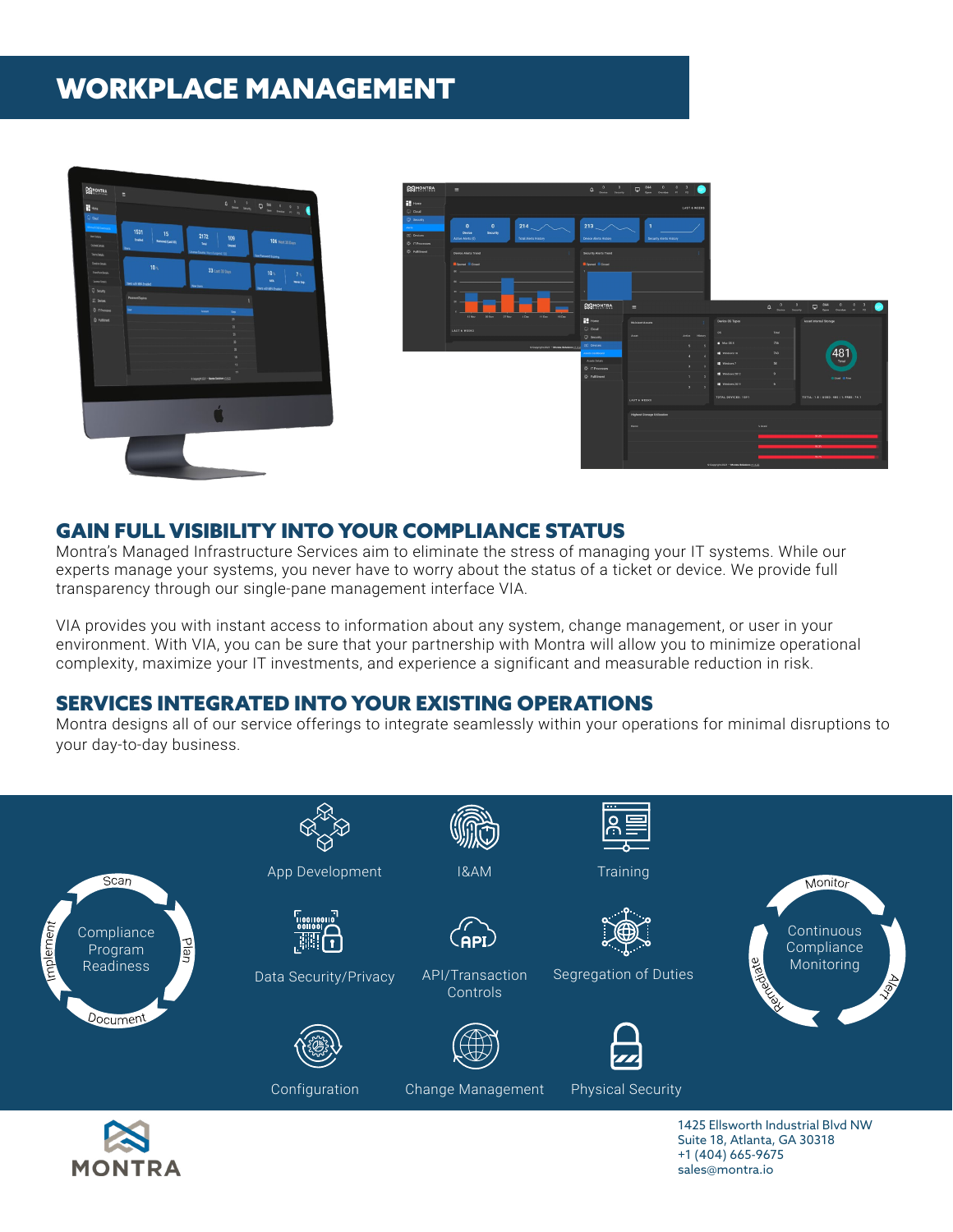# WORKPLACE MANAGEMENT

## GAIN FULL VISIBILITY INTO YOUR COMPLIANCE STATUS

Montra's Managed Infrastructure Services aim to eliminate the stress of managing your IT systems. While our experts manage your systems, you never have to worry about the status of a ticket or device. We provide full transparency through our single-pane management interface VIA.

VIA provides you with instant access to information about any system, change management, or user in your environment. With VIA, you can be sure that your partnership with Montra will allow you to minimize operational complexity, maximize your IT investments, and experience a significant and measurable reduction in risk.

## SERVICES INTEGRATED INTO YOUR EXISTING OPERATIONS

Montra designs all of our service offerings to integrate seamlessly within your operations for minimal disruptions to your day-to-day business.

Compliance Program Readiness

Scan · Plan · Document · Implement

- App Development
- I&AM
- Training
- Data Security/Privacy
- API/Transaction Controls
- Segregation of Duties
- Configuration
- Change Management
- Physical Security

Continuous Compliance Monitoring

Monitor · Alert · Remediate

MONTRA

1425 Ellsworth Industrial Blvd NW
Suite 18, Atlanta, GA 30318
+1 (404) 665-9675
sales@montra.io